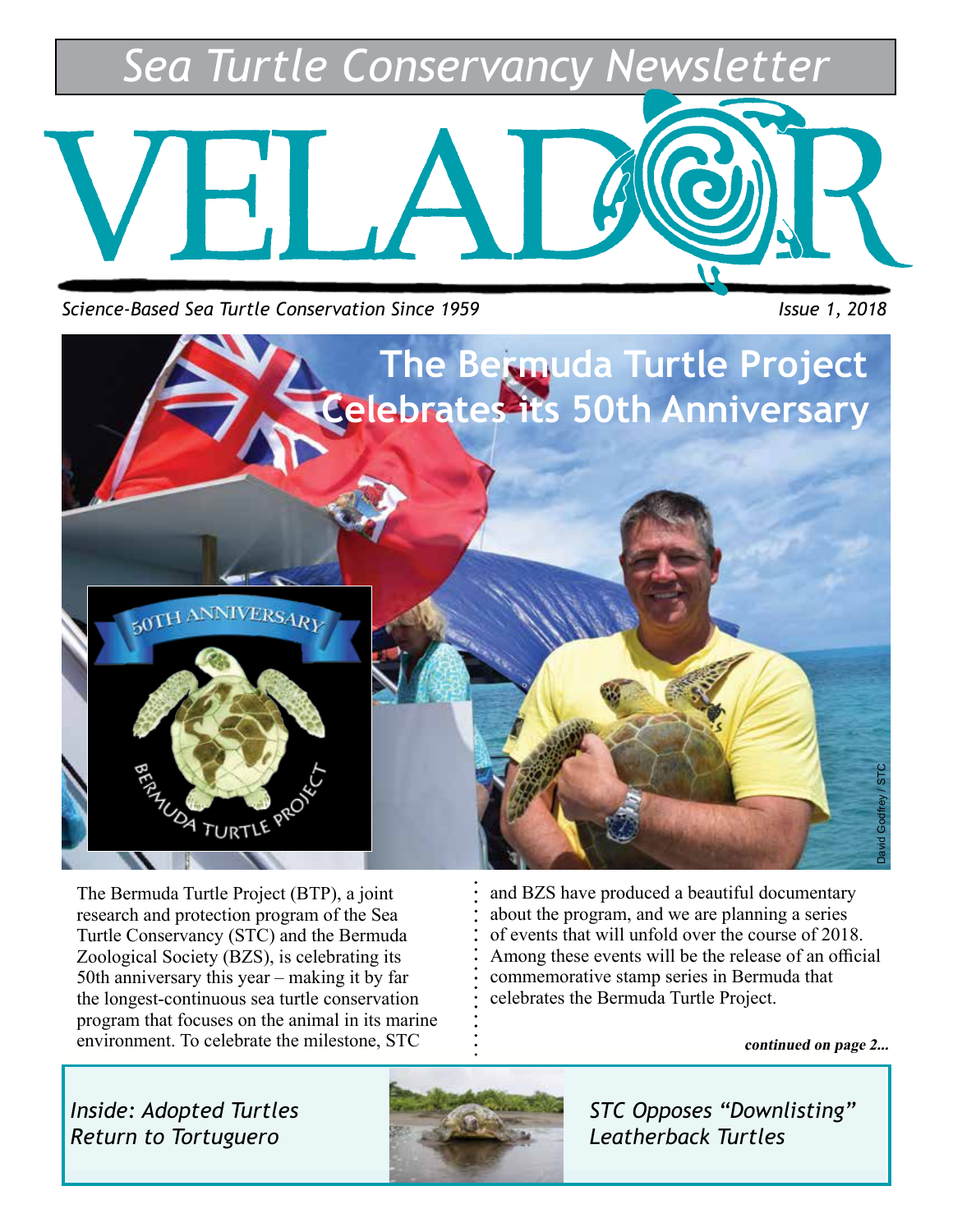# Sea Turtle Conservancy Newsletter

# VELADOR

*Science-Based Sea Turtle Conservation Since 1959*

*Issue 1, 2018*

## The Bermuda Turtle Project Celebrates its 50th Anniversary

David Godfrey / STC

The Bermuda Turtle Project (BTP), a joint research and protection program of the Sea Turtle Conservancy (STC) and the Bermuda Zoological Society (BZS), is celebrating its 50th anniversary this year – making it by far the longest-continuous sea turtle conservation program that focuses on the animal in its marine environment. To celebrate the milestone, STC and BZS have produced a beautiful documentary about the program, and we are planning a series of events that will unfold over the course of 2018. Among these events will be the release of an official commemorative stamp series in Bermuda that celebrates the Bermuda Turtle Project.

***continued on page 2...***

*Inside: Adopted Turtles Return to Tortuguero*

*STC Opposes "Downlisting" Leatherback Turtles*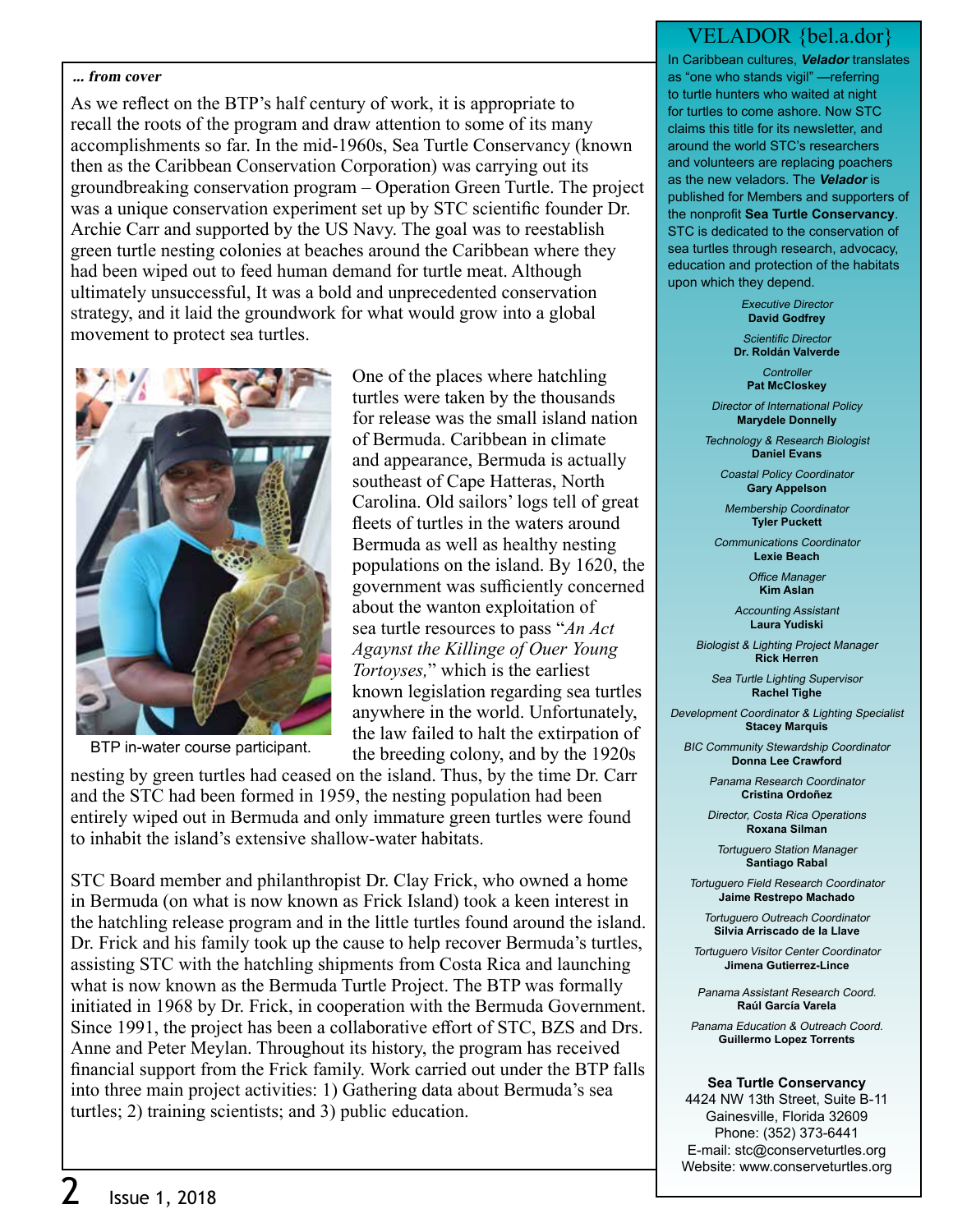*... from cover*

As we reflect on the BTP's half century of work, it is appropriate to recall the roots of the program and draw attention to some of its many accomplishments so far. In the mid-1960s, Sea Turtle Conservancy (known then as the Caribbean Conservation Corporation) was carrying out its groundbreaking conservation program – Operation Green Turtle. The project was a unique conservation experiment set up by STC scientific founder Dr. Archie Carr and supported by the US Navy. The goal was to reestablish green turtle nesting colonies at beaches around the Caribbean where they had been wiped out to feed human demand for turtle meat. Although ultimately unsuccessful, It was a bold and unprecedented conservation strategy, and it laid the groundwork for what would grow into a global movement to protect sea turtles.

BTP in-water course participant.

One of the places where hatchling turtles were taken by the thousands for release was the small island nation of Bermuda. Caribbean in climate and appearance, Bermuda is actually southeast of Cape Hatteras, North Carolina. Old sailors' logs tell of great fleets of turtles in the waters around Bermuda as well as healthy nesting populations on the island. By 1620, the government was sufficiently concerned about the wanton exploitation of sea turtle resources to pass "*An Act Agaynst the Killinge of Ouer Young Tortoyses,*" which is the earliest known legislation regarding sea turtles anywhere in the world. Unfortunately, the law failed to halt the extirpation of the breeding colony, and by the 1920s nesting by green turtles had ceased on the island. Thus, by the time Dr. Carr and the STC had been formed in 1959, the nesting population had been entirely wiped out in Bermuda and only immature green turtles were found to inhabit the island's extensive shallow-water habitats.

STC Board member and philanthropist Dr. Clay Frick, who owned a home in Bermuda (on what is now known as Frick Island) took a keen interest in the hatchling release program and in the little turtles found around the island. Dr. Frick and his family took up the cause to help recover Bermuda's turtles, assisting STC with the hatchling shipments from Costa Rica and launching what is now known as the Bermuda Turtle Project. The BTP was formally initiated in 1968 by Dr. Frick, in cooperation with the Bermuda Government. Since 1991, the project has been a collaborative effort of STC, BZS and Drs. Anne and Peter Meylan. Throughout its history, the program has received financial support from the Frick family. Work carried out under the BTP falls into three main project activities: 1) Gathering data about Bermuda's sea turtles; 2) training scientists; and 3) public education.

## VELADOR {bel.a.dor}

In Caribbean cultures, ***Velador*** translates as "one who stands vigil" —referring to turtle hunters who waited at night for turtles to come ashore. Now STC claims this title for its newsletter, and around the world STC's researchers and volunteers are replacing poachers as the new veladors. The ***Velador*** is published for Members and supporters of the nonprofit **Sea Turtle Conservancy**. STC is dedicated to the conservation of sea turtles through research, advocacy, education and protection of the habitats upon which they depend.

*Executive Director*
**David Godfrey**

*Scientific Director*
**Dr. Roldán Valverde**

*Controller*
**Pat McCloskey**

*Director of International Policy*
**Marydele Donnelly**

*Technology & Research Biologist*
**Daniel Evans**

*Coastal Policy Coordinator*
**Gary Appelson**

*Membership Coordinator*
**Tyler Puckett**

*Communications Coordinator*
**Lexie Beach**

*Office Manager*
**Kim Aslan**

*Accounting Assistant*
**Laura Yudiski**

*Biologist & Lighting Project Manager*
**Rick Herren**

*Sea Turtle Lighting Supervisor*
**Rachel Tighe**

*Development Coordinator & Lighting Specialist*
**Stacey Marquis**

*BIC Community Stewardship Coordinator*
**Donna Lee Crawford**

*Panama Research Coordinator*
**Cristina Ordoñez**

*Director, Costa Rica Operations*
**Roxana Silman**

*Tortuguero Station Manager*
**Santiago Rabal**

*Tortuguero Field Research Coordinator*
**Jaime Restrepo Machado**

*Tortuguero Outreach Coordinator*
**Silvia Arriscado de la Llave**

*Tortuguero Visitor Center Coordinator*
**Jimena Gutierrez-Lince**

*Panama Assistant Research Coord.*
**Raúl García Varela**

*Panama Education & Outreach Coord.*
**Guillermo Lopez Torrents**

**Sea Turtle Conservancy**
4424 NW 13th Street, Suite B-11
Gainesville, Florida 32609
Phone: (352) 373-6441
E-mail: stc@conserveturtles.org
Website: www.conserveturtles.org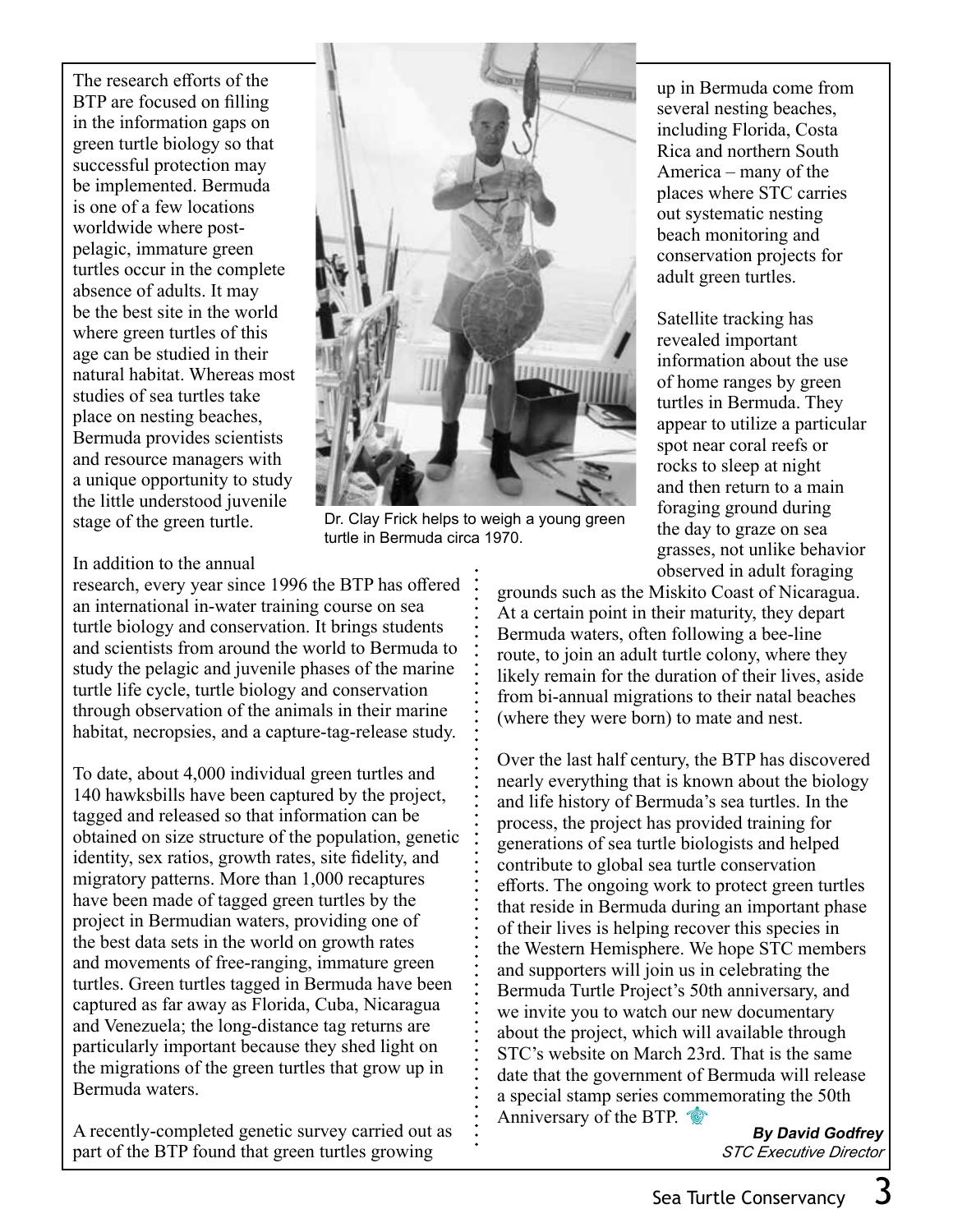The research efforts of the BTP are focused on filling in the information gaps on green turtle biology so that successful protection may be implemented. Bermuda is one of a few locations worldwide where post-pelagic, immature green turtles occur in the complete absence of adults. It may be the best site in the world where green turtles of this age can be studied in their natural habitat. Whereas most studies of sea turtles take place on nesting beaches, Bermuda provides scientists and resource managers with a unique opportunity to study the little understood juvenile stage of the green turtle.

Dr. Clay Frick helps to weigh a young green turtle in Bermuda circa 1970.

In addition to the annual research, every year since 1996 the BTP has offered an international in-water training course on sea turtle biology and conservation. It brings students and scientists from around the world to Bermuda to study the pelagic and juvenile phases of the marine turtle life cycle, turtle biology and conservation through observation of the animals in their marine habitat, necropsies, and a capture-tag-release study.

To date, about 4,000 individual green turtles and 140 hawksbills have been captured by the project, tagged and released so that information can be obtained on size structure of the population, genetic identity, sex ratios, growth rates, site fidelity, and migratory patterns. More than 1,000 recaptures have been made of tagged green turtles by the project in Bermudian waters, providing one of the best data sets in the world on growth rates and movements of free-ranging, immature green turtles. Green turtles tagged in Bermuda have been captured as far away as Florida, Cuba, Nicaragua and Venezuela; the long-distance tag returns are particularly important because they shed light on the migrations of the green turtles that grow up in Bermuda waters.

A recently-completed genetic survey carried out as part of the BTP found that green turtles growing up in Bermuda come from several nesting beaches, including Florida, Costa Rica and northern South America – many of the places where STC carries out systematic nesting beach monitoring and conservation projects for adult green turtles.

Satellite tracking has revealed important information about the use of home ranges by green turtles in Bermuda. They appear to utilize a particular spot near coral reefs or rocks to sleep at night and then return to a main foraging ground during the day to graze on sea grasses, not unlike behavior observed in adult foraging grounds such as the Miskito Coast of Nicaragua. At a certain point in their maturity, they depart Bermuda waters, often following a bee-line route, to join an adult turtle colony, where they likely remain for the duration of their lives, aside from bi-annual migrations to their natal beaches (where they were born) to mate and nest.

Over the last half century, the BTP has discovered nearly everything that is known about the biology and life history of Bermuda's sea turtles. In the process, the project has provided training for generations of sea turtle biologists and helped contribute to global sea turtle conservation efforts. The ongoing work to protect green turtles that reside in Bermuda during an important phase of their lives is helping recover this species in the Western Hemisphere. We hope STC members and supporters will join us in celebrating the Bermuda Turtle Project's 50th anniversary, and we invite you to watch our new documentary about the project, which will available through STC's website on March 23rd. That is the same date that the government of Bermuda will release a special stamp series commemorating the 50th Anniversary of the BTP.

***By David Godfrey***
*STC Executive Director*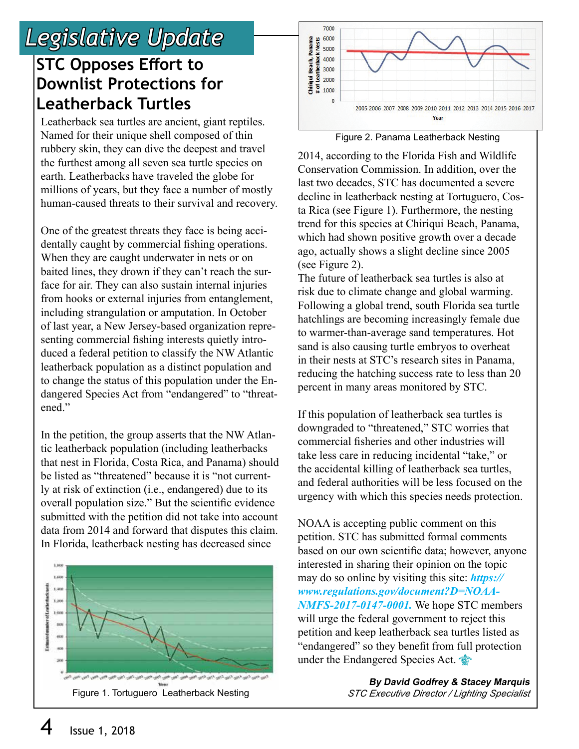# Legislative Update

## STC Opposes Effort to Downlist Protections for Leatherback Turtles

Leatherback sea turtles are ancient, giant reptiles. Named for their unique shell composed of thin rubbery skin, they can dive the deepest and travel the furthest among all seven sea turtle species on earth. Leatherbacks have traveled the globe for millions of years, but they face a number of mostly human-caused threats to their survival and recovery.

One of the greatest threats they face is being accidentally caught by commercial fishing operations. When they are caught underwater in nets or on baited lines, they drown if they can't reach the surface for air. They can also sustain internal injuries from hooks or external injuries from entanglement, including strangulation or amputation. In October of last year, a New Jersey-based organization representing commercial fishing interests quietly introduced a federal petition to classify the NW Atlantic leatherback population as a distinct population and to change the status of this population under the Endangered Species Act from "endangered" to "threatened."

In the petition, the group asserts that the NW Atlantic leatherback population (including leatherbacks that nest in Florida, Costa Rica, and Panama) should be listed as "threatened" because it is "not currently at risk of extinction (i.e., endangered) due to its overall population size." But the scientific evidence submitted with the petition did not take into account data from 2014 and forward that disputes this claim. In Florida, leatherback nesting has decreased since

Figure 1. Tortuguero Leatherback Nesting

Figure 2. Panama Leatherback Nesting

2014, according to the Florida Fish and Wildlife Conservation Commission. In addition, over the last two decades, STC has documented a severe decline in leatherback nesting at Tortuguero, Costa Rica (see Figure 1). Furthermore, the nesting trend for this species at Chiriqui Beach, Panama, which had shown positive growth over a decade ago, actually shows a slight decline since 2005 (see Figure 2).

The future of leatherback sea turtles is also at risk due to climate change and global warming. Following a global trend, south Florida sea turtle hatchlings are becoming increasingly female due to warmer-than-average sand temperatures. Hot sand is also causing turtle embryos to overheat in their nests at STC's research sites in Panama, reducing the hatching success rate to less than 20 percent in many areas monitored by STC.

If this population of leatherback sea turtles is downgraded to "threatened," STC worries that commercial fisheries and other industries will take less care in reducing incidental "take," or the accidental killing of leatherback sea turtles, and federal authorities will be less focused on the urgency with which this species needs protection.

NOAA is accepting public comment on this petition. STC has submitted formal comments based on our own scientific data; however, anyone interested in sharing their opinion on the topic may do so online by visiting this site: ***https://www.regulations.gov/document?D=NOAA-NMFS-2017-0147-0001.*** We hope STC members will urge the federal government to reject this petition and keep leatherback sea turtles listed as "endangered" so they benefit from full protection under the Endangered Species Act.

***By David Godfrey & Stacey Marquis***
*STC Executive Director / Lighting Specialist*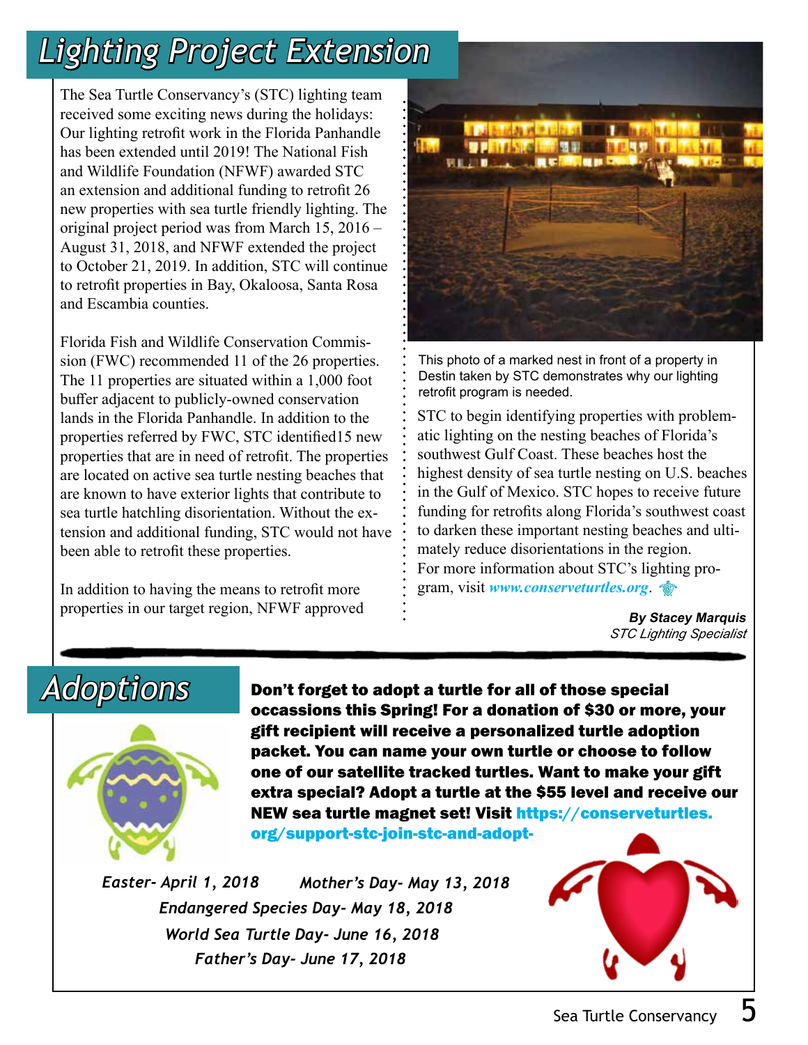# Lighting Project Extension

The Sea Turtle Conservancy's (STC) lighting team received some exciting news during the holidays: Our lighting retrofit work in the Florida Panhandle has been extended until 2019! The National Fish and Wildlife Foundation (NFWF) awarded STC an extension and additional funding to retrofit 26 new properties with sea turtle friendly lighting. The original project period was from March 15, 2016 – August 31, 2018, and NFWF extended the project to October 21, 2019. In addition, STC will continue to retrofit properties in Bay, Okaloosa, Santa Rosa and Escambia counties.

Florida Fish and Wildlife Conservation Commission (FWC) recommended 11 of the 26 properties. The 11 properties are situated within a 1,000 foot buffer adjacent to publicly-owned conservation lands in the Florida Panhandle. In addition to the properties referred by FWC, STC identified15 new properties that are in need of retrofit. The properties are located on active sea turtle nesting beaches that are known to have exterior lights that contribute to sea turtle hatchling disorientation. Without the extension and additional funding, STC would not have been able to retrofit these properties.

In addition to having the means to retrofit more properties in our target region, NFWF approved STC to begin identifying properties with problematic lighting on the nesting beaches of Florida's southwest Gulf Coast. These beaches host the highest density of sea turtle nesting on U.S. beaches in the Gulf of Mexico. STC hopes to receive future funding for retrofits along Florida's southwest coast to darken these important nesting beaches and ultimately reduce disorientations in the region.

For more information about STC's lighting program, visit *www.conserveturtles.org*.

This photo of a marked nest in front of a property in Destin taken by STC demonstrates why our lighting retrofit program is needed.

***By Stacey Marquis***
*STC Lighting Specialist*

# Adoptions

**Don't forget to adopt a turtle for all of those special occassions this Spring! For a donation of $30 or more, your gift recipient will receive a personalized turtle adoption packet. You can name your own turtle or choose to follow one of our satellite tracked turtles. Want to make your gift extra special? Adopt a turtle at the $55 level and receive our NEW sea turtle magnet set! Visit https://conserveturtles.org/support-stc-join-stc-and-adopt-**

*Easter- April 1, 2018*
*Mother's Day- May 13, 2018*
*Endangered Species Day- May 18, 2018*
*World Sea Turtle Day- June 16, 2018*
*Father's Day- June 17, 2018*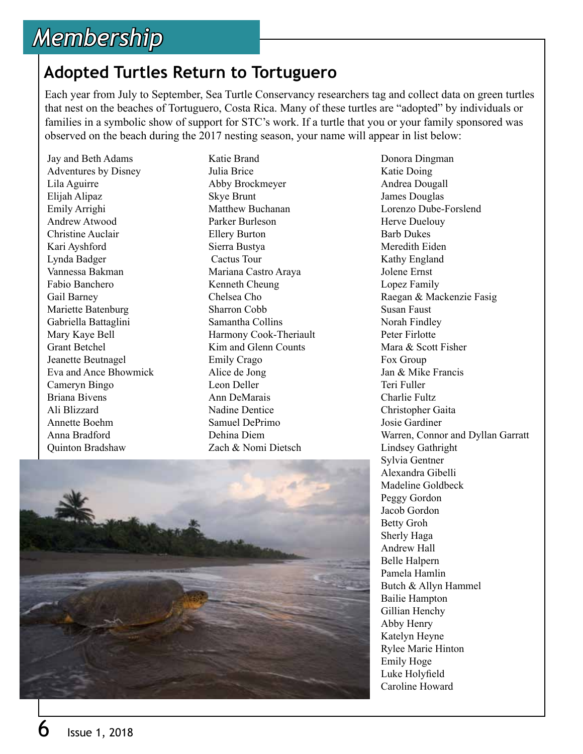# Membership

## Adopted Turtles Return to Tortuguero

Each year from July to September, Sea Turtle Conservancy researchers tag and collect data on green turtles that nest on the beaches of Tortuguero, Costa Rica. Many of these turtles are "adopted" by individuals or families in a symbolic show of support for STC's work. If a turtle that you or your family sponsored was observed on the beach during the 2017 nesting season, your name will appear in list below:

Jay and Beth Adams
Adventures by Disney
Lila Aguirre
Elijah Alipaz
Emily Arrighi
Andrew Atwood
Christine Auclair
Kari Ayshford
Lynda Badger
Vannessa Bakman
Fabio Banchero
Gail Barney
Mariette Batenburg
Gabriella Battaglini
Mary Kaye Bell
Grant Betchel
Jeanette Beutnagel
Eva and Ance Bhowmick
Cameryn Bingo
Briana Bivens
Ali Blizzard
Annette Boehm
Anna Bradford
Quinton Bradshaw
Katie Brand
Julia Brice
Abby Brockmeyer
Skye Brunt
Matthew Buchanan
Parker Burleson
Ellery Burton
Sierra Bustya
Cactus Tour
Mariana Castro Araya
Kenneth Cheung
Chelsea Cho
Sharron Cobb
Samantha Collins
Harmony Cook-Theriault
Kim and Glenn Counts
Emily Crago
Alice de Jong
Leon Deller
Ann DeMarais
Nadine Dentice
Samuel DePrimo
Dehina Diem
Zach & Nomi Dietsch
Donora Dingman
Katie Doing
Andrea Dougall
James Douglas
Lorenzo Dube-Forslend
Herve Duelouy
Barb Dukes
Meredith Eiden
Kathy England
Jolene Ernst
Lopez Family
Raegan & Mackenzie Fasig
Susan Faust
Norah Findley
Peter Firlotte
Mara & Scott Fisher
Fox Group
Jan & Mike Francis
Teri Fuller
Charlie Fultz
Christopher Gaita
Josie Gardiner
Warren, Connor and Dyllan Garratt
Lindsey Gathright
Sylvia Gentner
Alexandra Gibelli
Madeline Goldbeck
Peggy Gordon
Jacob Gordon
Betty Groh
Sherly Haga
Andrew Hall
Belle Halpern
Pamela Hamlin
Butch & Allyn Hammel
Bailie Hampton
Gillian Henchy
Abby Henry
Katelyn Heyne
Rylee Marie Hinton
Emily Hoge
Luke Holyfield
Caroline Howard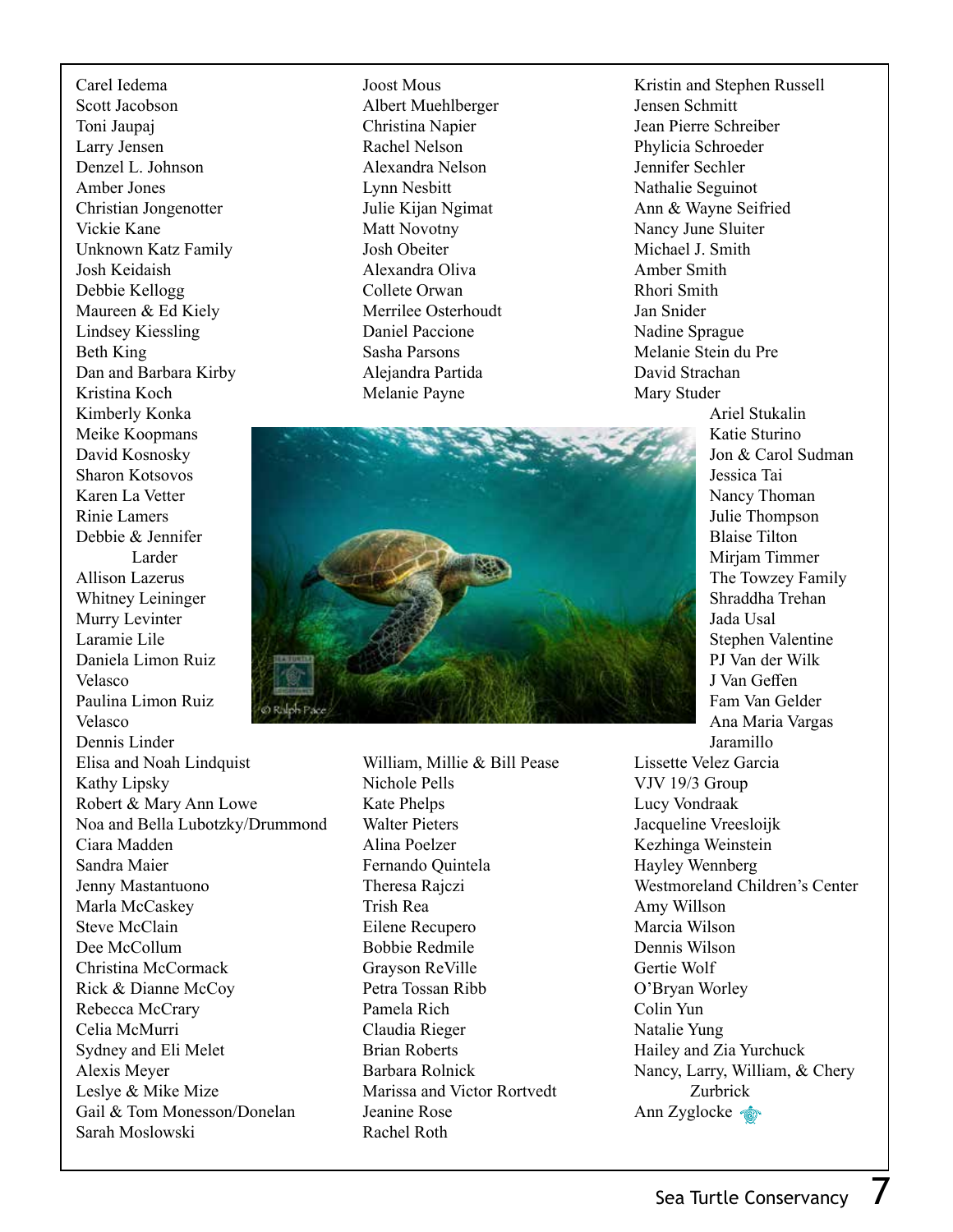Carel Iedema
Scott Jacobson
Toni Jaupaj
Larry Jensen
Denzel L. Johnson
Amber Jones
Christian Jongenotter
Vickie Kane
Unknown Katz Family
Josh Keidaish
Debbie Kellogg
Maureen & Ed Kiely
Lindsey Kiessling
Beth King
Dan and Barbara Kirby
Kristina Koch
Kimberly Konka
Meike Koopmans
David Kosnosky
Sharon Kotsovos
Karen La Vetter
Rinie Lamers
Debbie & Jennifer Larder
Allison Lazerus
Whitney Leininger
Murry Levinter
Laramie Lile
Daniela Limon Ruiz Velasco
Paulina Limon Ruiz Velasco
Dennis Linder
Elisa and Noah Lindquist
Kathy Lipsky
Robert & Mary Ann Lowe
Noa and Bella Lubotzky/Drummond
Ciara Madden
Sandra Maier
Jenny Mastantuono
Marla McCaskey
Steve McClain
Dee McCollum
Christina McCormack
Rick & Dianne McCoy
Rebecca McCrary
Celia McMurri
Sydney and Eli Melet
Alexis Meyer
Leslye & Mike Mize
Gail & Tom Monesson/Donelan
Sarah Moslowski
Joost Mous
Albert Muehlberger
Christina Napier
Rachel Nelson
Alexandra Nelson
Lynn Nesbitt
Julie Kijan Ngimat
Matt Novotny
Josh Obeiter
Alexandra Oliva
Collete Orwan
Merrilee Osterhoudt
Daniel Paccione
Sasha Parsons
Alejandra Partida
Melanie Payne
William, Millie & Bill Pease
Nichole Pells
Kate Phelps
Walter Pieters
Alina Poelzer
Fernando Quintela
Theresa Rajczi
Trish Rea
Eilene Recupero
Bobbie Redmile
Grayson ReVille
Petra Tossan Ribb
Pamela Rich
Claudia Rieger
Brian Roberts
Barbara Rolnick
Marissa and Victor Rortvedt
Jeanine Rose
Rachel Roth
Kristin and Stephen Russell
Jensen Schmitt
Jean Pierre Schreiber
Phylicia Schroeder
Jennifer Sechler
Nathalie Seguinot
Ann & Wayne Seifried
Nancy June Sluiter
Michael J. Smith
Amber Smith
Rhori Smith
Jan Snider
Nadine Sprague
Melanie Stein du Pre
David Strachan
Mary Studer
Ariel Stukalin
Katie Sturino
Jon & Carol Sudman
Jessica Tai
Nancy Thoman
Julie Thompson
Blaise Tilton
Mirjam Timmer
The Towzey Family
Shraddha Trehan
Jada Usal
Stephen Valentine
PJ Van der Wilk
J Van Geffen
Fam Van Gelder
Ana Maria Vargas Jaramillo
Lissette Velez Garcia
VJV 19/3 Group
Lucy Vondraak
Jacqueline Vreesloijk
Kezhinga Weinstein
Hayley Wennberg
Westmoreland Children's Center
Amy Willson
Marcia Wilson
Dennis Wilson
Gertie Wolf
O'Bryan Worley
Colin Yun
Natalie Yung
Hailey and Zia Yurchuck
Nancy, Larry, William, & Chery Zurbrick
Ann Zyglocke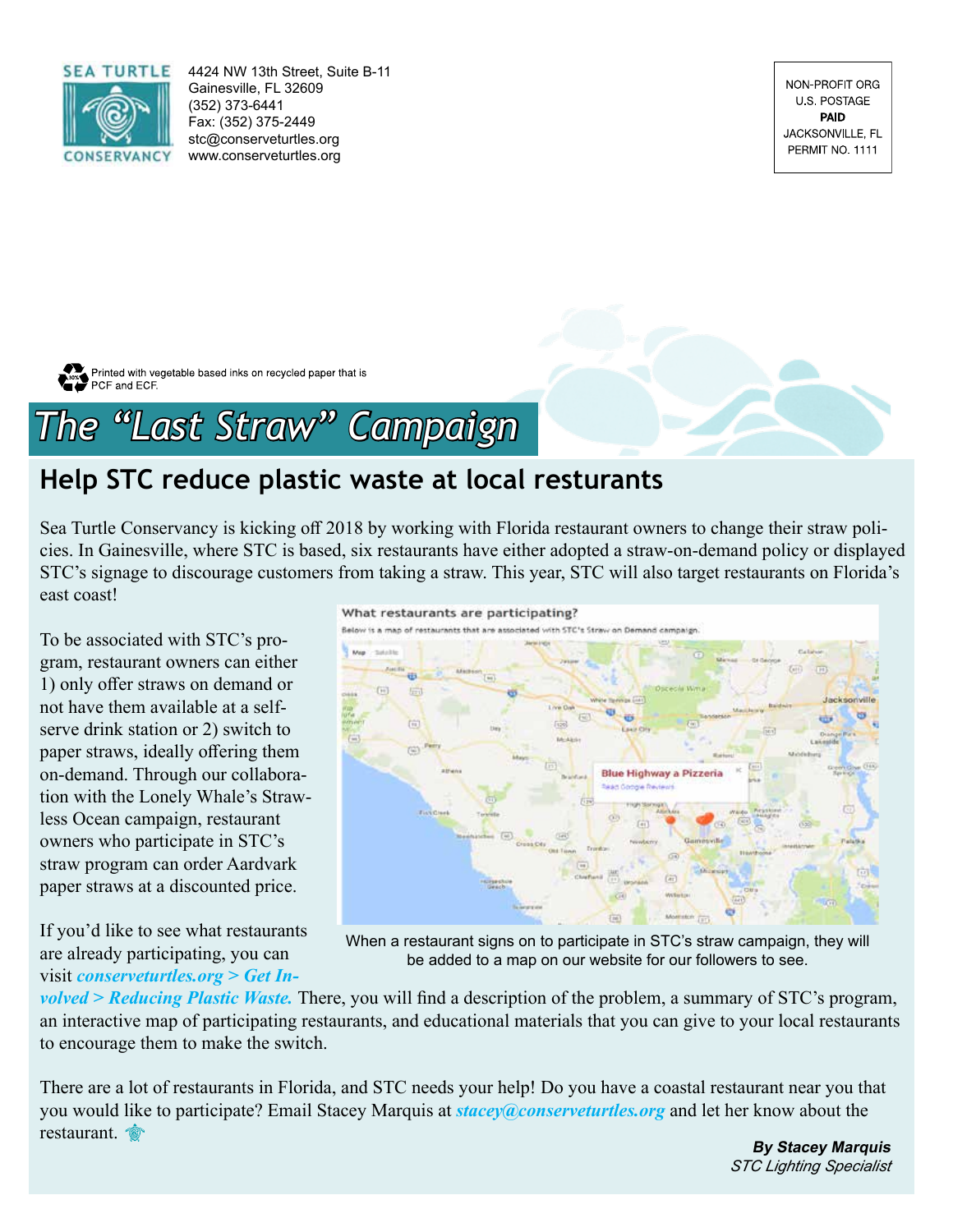SEA TURTLE CONSERVANCY

4424 NW 13th Street, Suite B-11
Gainesville, FL 32609
(352) 373-6441
Fax: (352) 375-2449
stc@conserveturtles.org
www.conserveturtles.org

NON-PROFIT ORG
U.S. POSTAGE
**PAID**
JACKSONVILLE, FL
PERMIT NO. 1111

Printed with vegetable based inks on recycled paper that is PCF and ECF.

# The "Last Straw" Campaign

## Help STC reduce plastic waste at local resturants

Sea Turtle Conservancy is kicking off 2018 by working with Florida restaurant owners to change their straw policies. In Gainesville, where STC is based, six restaurants have either adopted a straw-on-demand policy or displayed STC's signage to discourage customers from taking a straw. This year, STC will also target restaurants on Florida's east coast!

To be associated with STC's program, restaurant owners can either 1) only offer straws on demand or not have them available at a self-serve drink station or 2) switch to paper straws, ideally offering them on-demand. Through our collaboration with the Lonely Whale's Strawless Ocean campaign, restaurant owners who participate in STC's straw program can order Aardvark paper straws at a discounted price.

What restaurants are participating?

Below is a map of restaurants that are associated with STC's Straw on Demand campaign.

Blue Highway a Pizzeria

When a restaurant signs on to participate in STC's straw campaign, they will be added to a map on our website for our followers to see.

If you'd like to see what restaurants are already participating, you can visit ***conserveturtles.org > Get Involved > Reducing Plastic Waste.*** There, you will find a description of the problem, a summary of STC's program, an interactive map of participating restaurants, and educational materials that you can give to your local restaurants to encourage them to make the switch.

There are a lot of restaurants in Florida, and STC needs your help! Do you have a coastal restaurant near you that you would like to participate? Email Stacey Marquis at ***stacey@conserveturtles.org*** and let her know about the restaurant.

***By Stacey Marquis***
*STC Lighting Specialist*